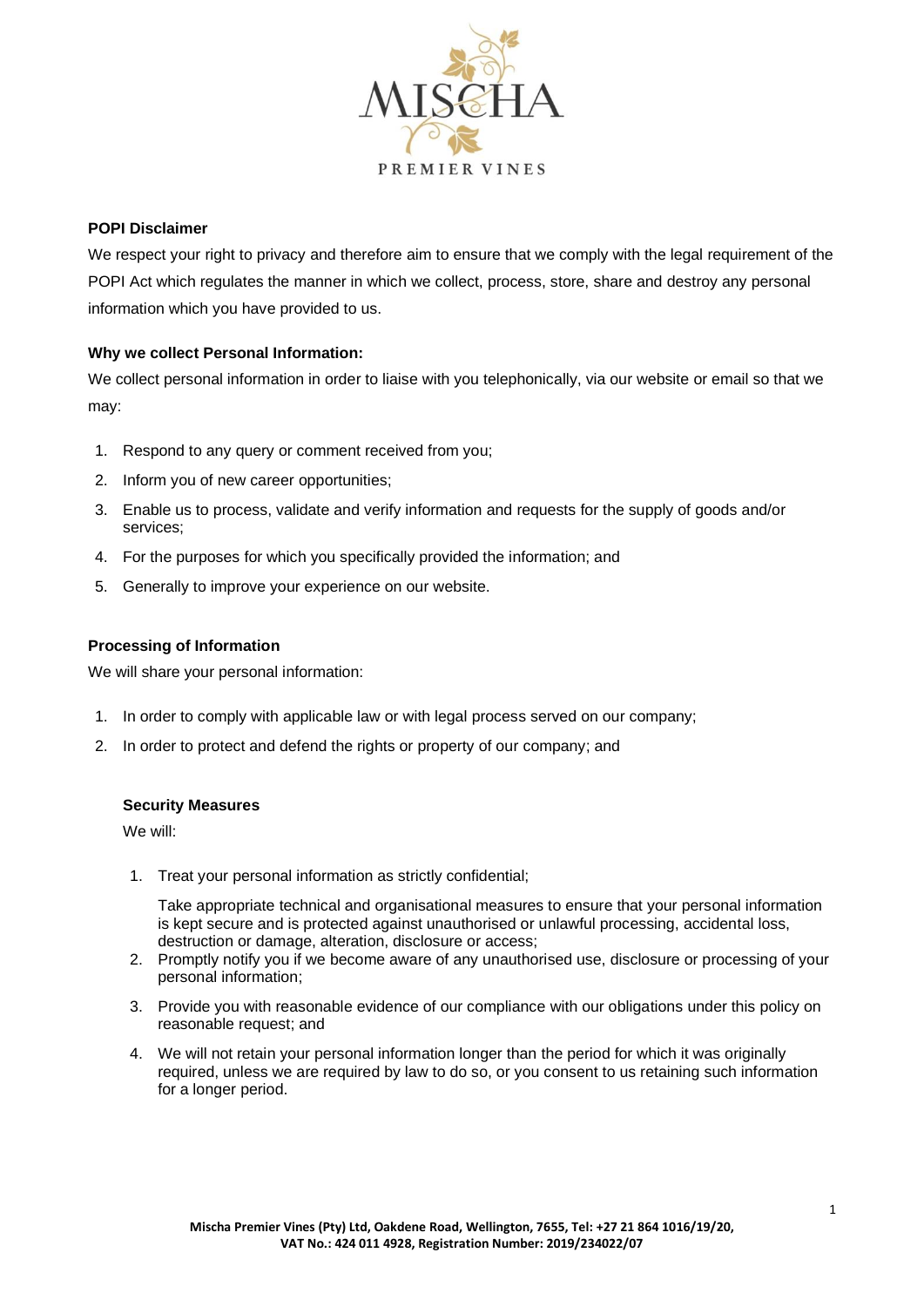**POPI Disclaimer**

We respect your right to privacy and therefore aim to ensure that we comply with the legal requirement of the POPI Act which regulates the manner in which we collect, process, store, share and destroy any personal information which you have provided to us.

**Why we collect Personal Information:**

We collect personal information in order to liaise with you telephonically, via our website or email so that we may:

1. Respond to any query or comment received from you;
2. Inform you of new career opportunities;
3. Enable us to process, validate and verify information and requests for the supply of goods and/or services;
4. For the purposes for which you specifically provided the information; and
5. Generally to improve your experience on our website.

**Processing of Information**

We will share your personal information:

1. In order to comply with applicable law or with legal process served on our company;
2. In order to protect and defend the rights or property of our company; and

**Security Measures**

We will:

1. Treat your personal information as strictly confidential;

   Take appropriate technical and organisational measures to ensure that your personal information is kept secure and is protected against unauthorised or unlawful processing, accidental loss, destruction or damage, alteration, disclosure or access;
2. Promptly notify you if we become aware of any unauthorised use, disclosure or processing of your personal information;
3. Provide you with reasonable evidence of our compliance with our obligations under this policy on reasonable request; and
4. We will not retain your personal information longer than the period for which it was originally required, unless we are required by law to do so, or you consent to us retaining such information for a longer period.

**Mischa Premier Vines (Pty) Ltd, Oakdene Road, Wellington, 7655, Tel: +27 21 864 1016/19/20, VAT No.: 424 011 4928, Registration Number: 2019/234022/07**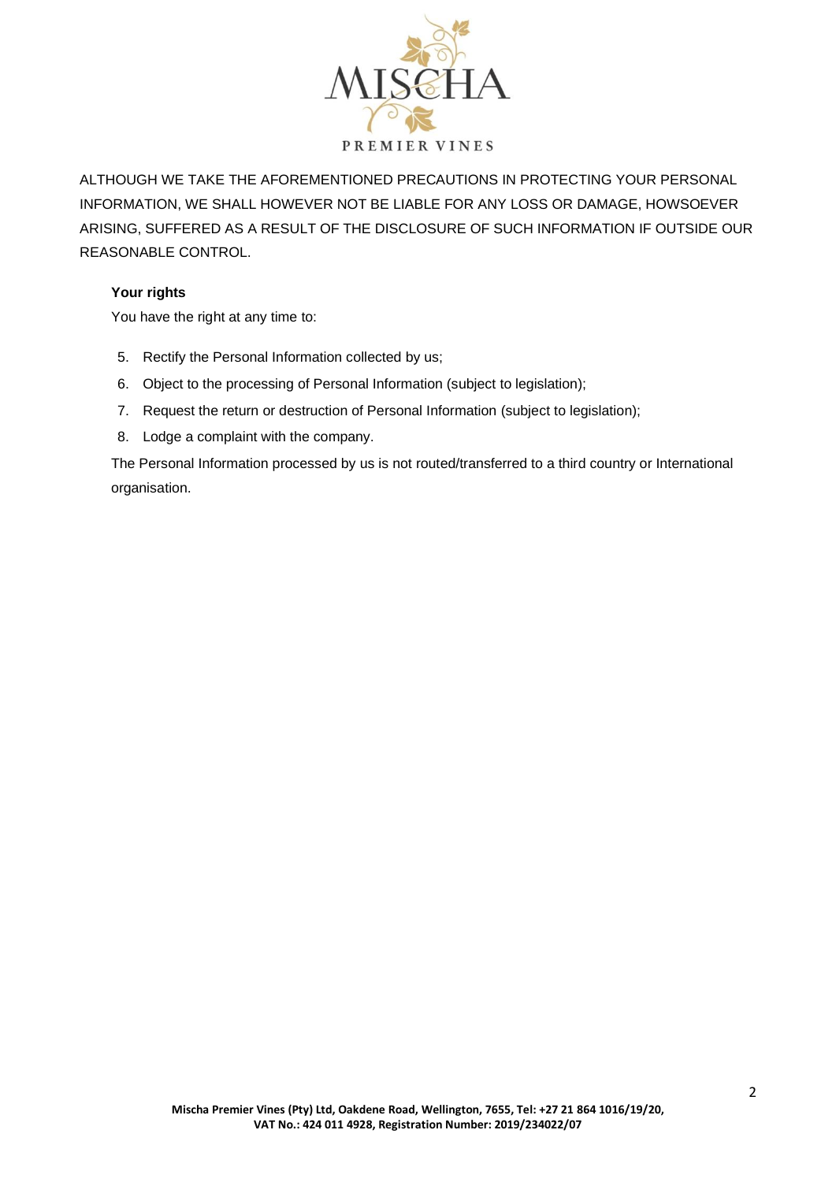ALTHOUGH WE TAKE THE AFOREMENTIONED PRECAUTIONS IN PROTECTING YOUR PERSONAL INFORMATION, WE SHALL HOWEVER NOT BE LIABLE FOR ANY LOSS OR DAMAGE, HOWSOEVER ARISING, SUFFERED AS A RESULT OF THE DISCLOSURE OF SUCH INFORMATION IF OUTSIDE OUR REASONABLE CONTROL.

**Your rights**

You have the right at any time to:

5. Rectify the Personal Information collected by us;
6. Object to the processing of Personal Information (subject to legislation);
7. Request the return or destruction of Personal Information (subject to legislation);
8. Lodge a complaint with the company.

The Personal Information processed by us is not routed/transferred to a third country or International organisation.